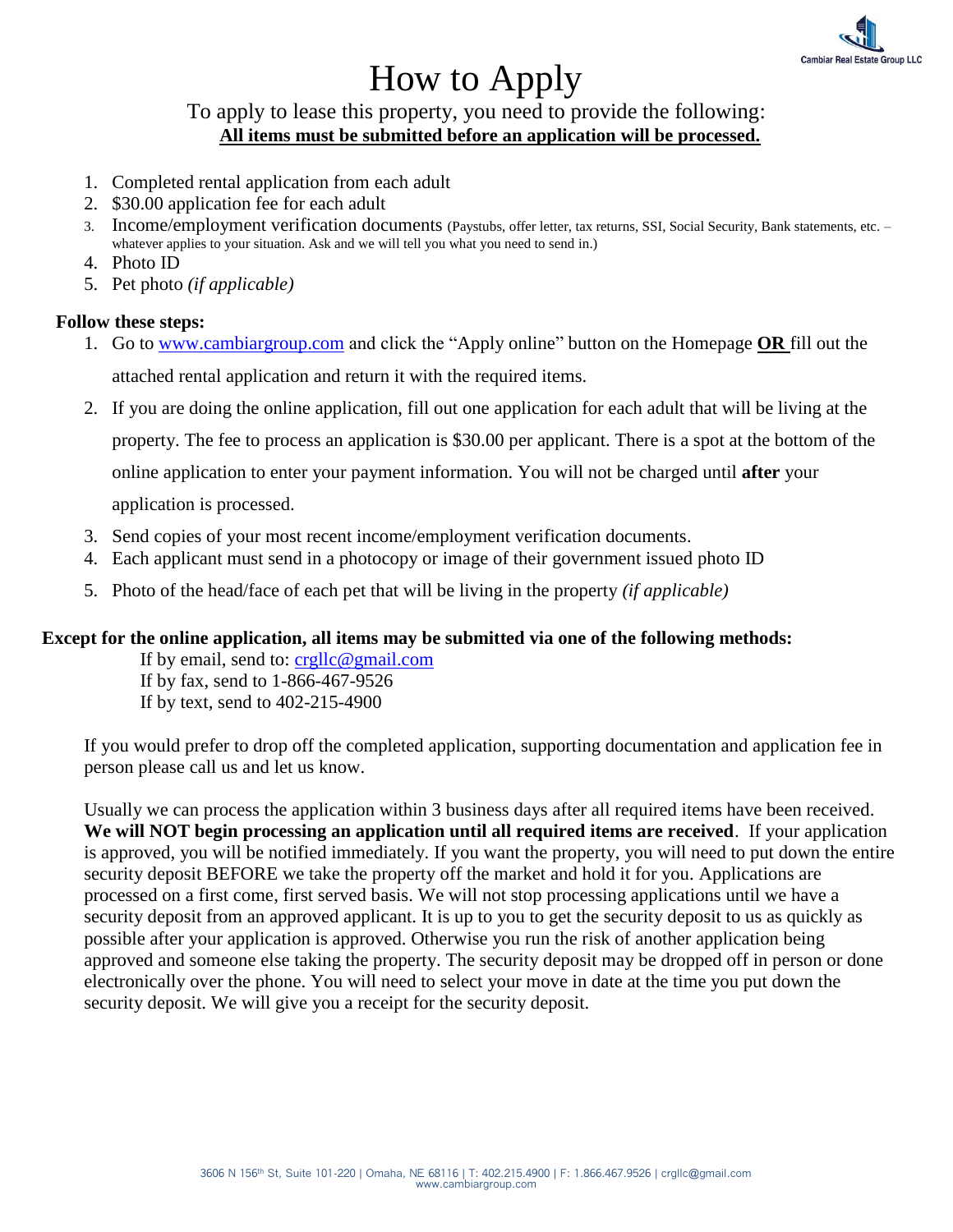# How to Apply

To apply to lease this property, you need to provide the following:

**All items must be submitted before an application will be processed.**

1. Completed rental application from each adult
2. $30.00 application fee for each adult
3. Income/employment verification documents (Paystubs, offer letter, tax returns, SSI, Social Security, Bank statements, etc. – whatever applies to your situation. Ask and we will tell you what you need to send in.)
4. Photo ID
5. Pet photo *(if applicable)*

**Follow these steps:**

1. Go to www.cambiargroup.com and click the "Apply online" button on the Homepage **OR** fill out the attached rental application and return it with the required items.
2. If you are doing the online application, fill out one application for each adult that will be living at the property. The fee to process an application is $30.00 per applicant. There is a spot at the bottom of the online application to enter your payment information. You will not be charged until **after** your application is processed.
3. Send copies of your most recent income/employment verification documents.
4. Each applicant must send in a photocopy or image of their government issued photo ID
5. Photo of the head/face of each pet that will be living in the property *(if applicable)*

**Except for the online application, all items may be submitted via one of the following methods:**

If by email, send to: crgllc@gmail.com
If by fax, send to 1-866-467-9526
If by text, send to 402-215-4900

If you would prefer to drop off the completed application, supporting documentation and application fee in person please call us and let us know.

Usually we can process the application within 3 business days after all required items have been received. **We will NOT begin processing an application until all required items are received**. If your application is approved, you will be notified immediately. If you want the property, you will need to put down the entire security deposit BEFORE we take the property off the market and hold it for you. Applications are processed on a first come, first served basis. We will not stop processing applications until we have a security deposit from an approved applicant. It is up to you to get the security deposit to us as quickly as possible after your application is approved. Otherwise you run the risk of another application being approved and someone else taking the property. The security deposit may be dropped off in person or done electronically over the phone. You will need to select your move in date at the time you put down the security deposit. We will give you a receipt for the security deposit.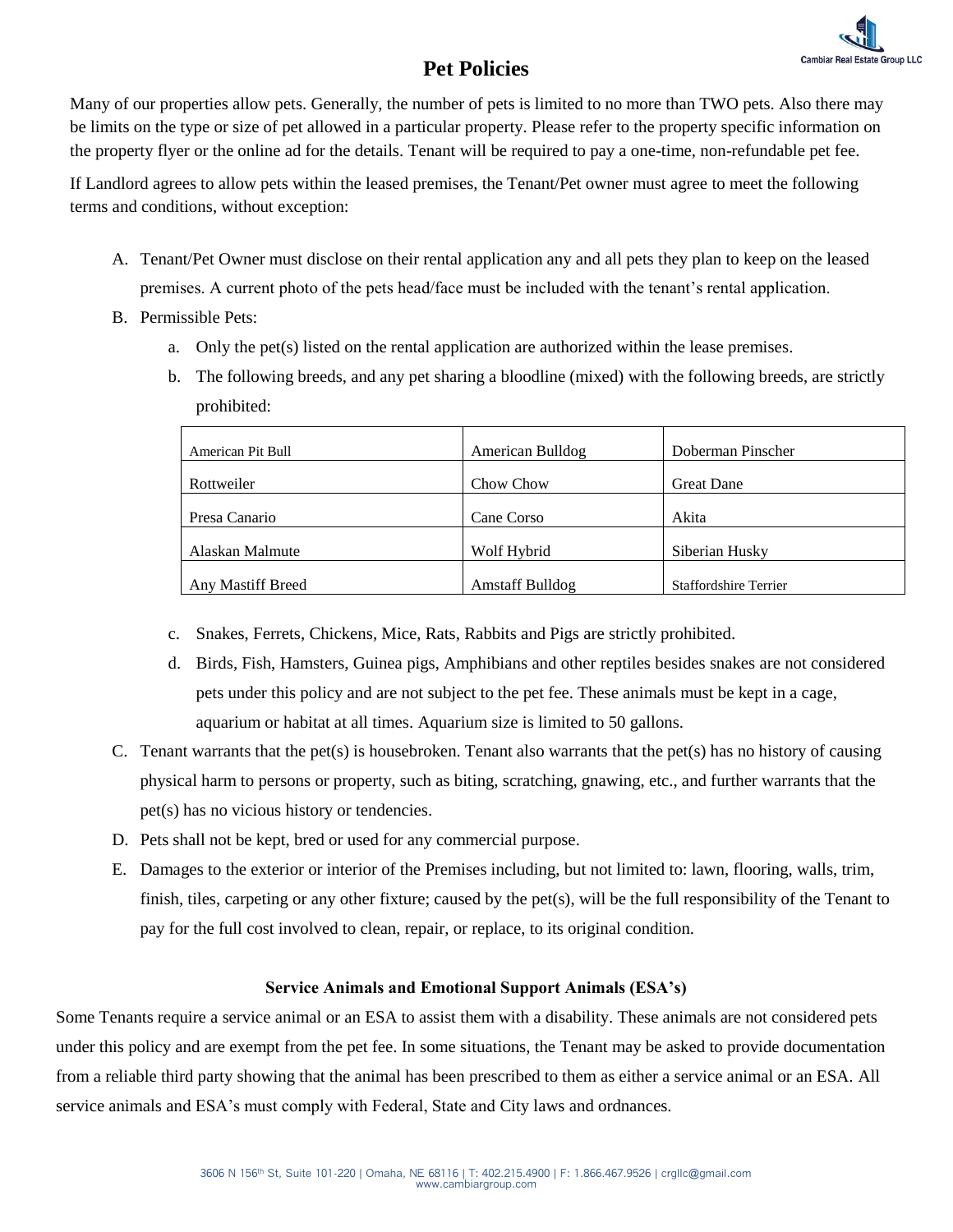# Pet Policies

Many of our properties allow pets. Generally, the number of pets is limited to no more than TWO pets. Also there may be limits on the type or size of pet allowed in a particular property. Please refer to the property specific information on the property flyer or the online ad for the details. Tenant will be required to pay a one-time, non-refundable pet fee.

If Landlord agrees to allow pets within the leased premises, the Tenant/Pet owner must agree to meet the following terms and conditions, without exception:

A. Tenant/Pet Owner must disclose on their rental application any and all pets they plan to keep on the leased premises. A current photo of the pets head/face must be included with the tenant's rental application.

B. Permissible Pets:

   a. Only the pet(s) listed on the rental application are authorized within the lease premises.

   b. The following breeds, and any pet sharing a bloodline (mixed) with the following breeds, are strictly prohibited:

| | | |
|---|---|---|
| American Pit Bull | American Bulldog | Doberman Pinscher |
| Rottweiler | Chow Chow | Great Dane |
| Presa Canario | Cane Corso | Akita |
| Alaskan Malmute | Wolf Hybrid | Siberian Husky |
| Any Mastiff Breed | Amstaff Bulldog | Staffordshire Terrier |

   c. Snakes, Ferrets, Chickens, Mice, Rats, Rabbits and Pigs are strictly prohibited.

   d. Birds, Fish, Hamsters, Guinea pigs, Amphibians and other reptiles besides snakes are not considered pets under this policy and are not subject to the pet fee. These animals must be kept in a cage, aquarium or habitat at all times. Aquarium size is limited to 50 gallons.

C. Tenant warrants that the pet(s) is housebroken. Tenant also warrants that the pet(s) has no history of causing physical harm to persons or property, such as biting, scratching, gnawing, etc., and further warrants that the pet(s) has no vicious history or tendencies.

D. Pets shall not be kept, bred or used for any commercial purpose.

E. Damages to the exterior or interior of the Premises including, but not limited to: lawn, flooring, walls, trim, finish, tiles, carpeting or any other fixture; caused by the pet(s), will be the full responsibility of the Tenant to pay for the full cost involved to clean, repair, or replace, to its original condition.

### Service Animals and Emotional Support Animals (ESA's)

Some Tenants require a service animal or an ESA to assist them with a disability. These animals are not considered pets under this policy and are exempt from the pet fee. In some situations, the Tenant may be asked to provide documentation from a reliable third party showing that the animal has been prescribed to them as either a service animal or an ESA. All service animals and ESA's must comply with Federal, State and City laws and ordnances.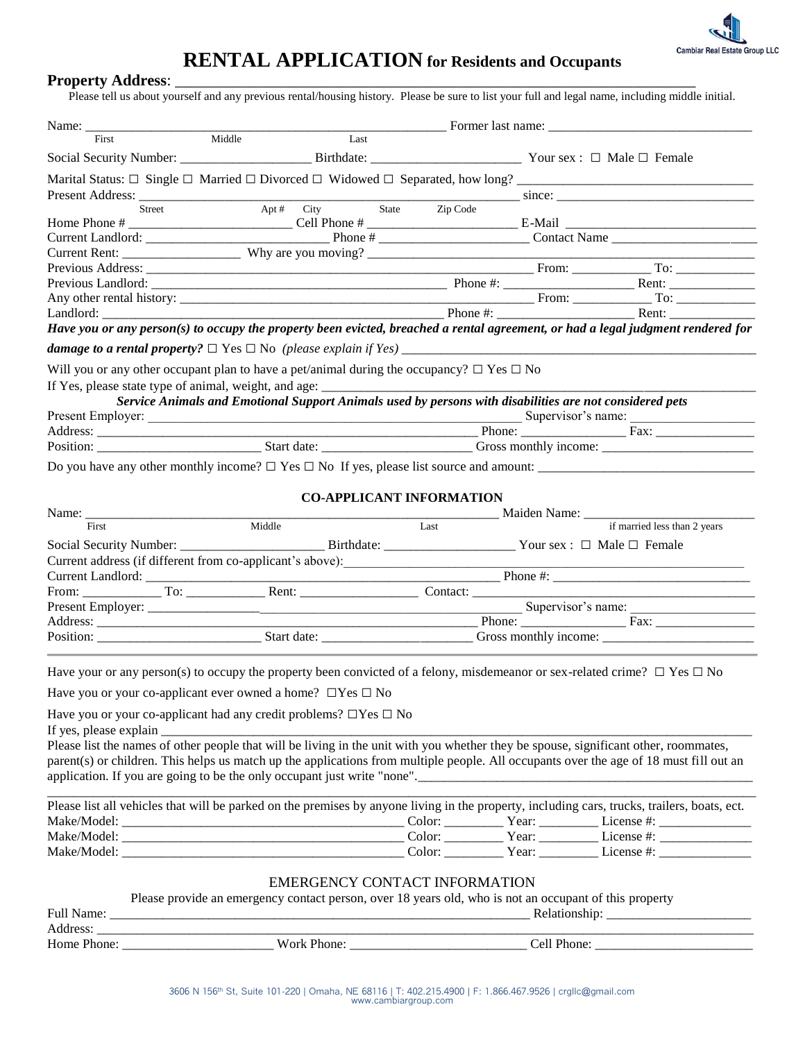Cambiar Real Estate Group LLC

# RENTAL APPLICATION for Residents and Occupants

**Property Address**: ___________________________________________________________________________

Please tell us about yourself and any previous rental/housing history. Please be sure to list your full and legal name, including middle initial.

Name: ______________________________________________________ Former last name: _______________________________
First Middle Last

Social Security Number: ____________________ Birthdate: _______________________ Your sex : ☐ Male ☐ Female

Marital Status: ☐ Single ☐ Married ☐ Divorced ☐ Widowed ☐ Separated, how long? ___________________________________

Present Address: __________________________________________________________ since: ______________________________
Street Apt # City State Zip Code

Home Phone # ________________________ Cell Phone # _______________________ E-Mail _____________________________

Current Landlord: ___________________________ Phone # _______________________ Contact Name ______________________

Current Rent: _________________ Why are you moving? ___________________________________________________________

Previous Address: __________________________________________________________ From: ____________ To: ____________

Previous Landlord: ____________________________________________ Phone #: ___________________ Rent: _____________

Any other rental history: _______________________________________________ From: ____________ To: ____________

Landlord: _________________________________________________ Phone #: ____________________ Rent: _____________

***Have you or any person(s) to occupy the property been evicted, breached a rental agreement, or had a legal judgment rendered for damage to a rental property?*** ☐ Yes ☐ No *(please explain if Yes)* ______________________________________________________

Will you or any other occupant plan to have a pet/animal during the occupancy? ☐ Yes ☐ No

If Yes, please state type of animal, weight, and age: ____________________________________________________________________

***Service Animals and Emotional Support Animals used by persons with disabilities are not considered pets***

Present Employer: ________________________________________________________ Supervisor's name: __________________

Address: _____________________________________________________________ Phone: ________________ Fax: _______________

Position: ________________________ Start date: ______________________ Gross monthly income: _______________________

Do you have any other monthly income? ☐ Yes ☐ No If yes, please list source and amount: ________________________________

## CO-APPLICANT INFORMATION

Name: ______________________________________________________________ Maiden Name: ____________________________
First Middle Last if married less than 2 years

Social Security Number: ______________________ Birthdate: ____________________ Your sex : ☐ Male ☐ Female

Current address (if different from co-applicant's above):___________________________________________________________

Current Landlord: ________________________________________________________ Phone #: ______________________________

From: ____________ To: ____________ Rent: _________________ Contact: ________________________________________________

Present Employer: ________________________________________________________ Supervisor's name: __________________

Address: _____________________________________________________________ Phone: ________________ Fax: _______________

Position: ________________________ Start date: ______________________ Gross monthly income: _______________________

---

Have your or any person(s) to occupy the property been convicted of a felony, misdemeanor or sex-related crime? ☐ Yes ☐ No

Have you or your co-applicant ever owned a home? ☐Yes ☐ No

Have you or your co-applicant had any credit problems? ☐Yes ☐ No

If yes, please explain ___________________________________________________________________________________________

Please list the names of other people that will be living in the unit with you whether they be spouse, significant other, roommates, parent(s) or children. This helps us match up the applications from multiple people. All occupants over the age of 18 must fill out an application. If you are going to be the only occupant just write "none".___________________________________________________

_____________________________________________________________________________________________________________

Please list all vehicles that will be parked on the premises by anyone living in the property, including cars, trucks, trailers, boats, ect.

Make/Model: ___________________________________________ Color: ________ Year: ________ License #: _____________

Make/Model: ___________________________________________ Color: ________ Year: ________ License #: _____________

Make/Model: ___________________________________________ Color: ________ Year: ________ License #: _____________

## EMERGENCY CONTACT INFORMATION

Please provide an emergency contact person, over 18 years old, who is not an occupant of this property

Full Name: _____________________________________________________________ Relationship: ______________________

Address: ______________________________________________________________________________________________________

Home Phone: ______________________ Work Phone: __________________________ Cell Phone: _______________________

3606 N 156th St, Suite 101-220 | Omaha, NE 68116 | T: 402.215.4900 | F: 1.866.467.9526 | crgllc@gmail.com
www.cambiargroup.com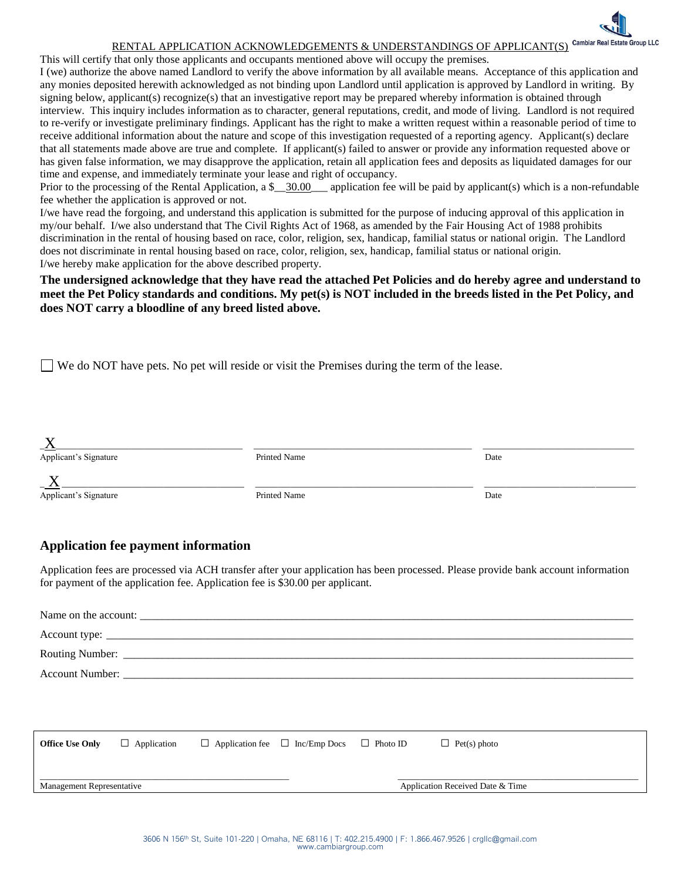## RENTAL APPLICATION ACKNOWLEDGEMENTS & UNDERSTANDINGS OF APPLICANT(S)

Cambiar Real Estate Group LLC

This will certify that only those applicants and occupants mentioned above will occupy the premises.

I (we) authorize the above named Landlord to verify the above information by all available means. Acceptance of this application and any monies deposited herewith acknowledged as not binding upon Landlord until application is approved by Landlord in writing. By signing below, applicant(s) recognize(s) that an investigative report may be prepared whereby information is obtained through interview. This inquiry includes information as to character, general reputations, credit, and mode of living. Landlord is not required to re-verify or investigate preliminary findings. Applicant has the right to make a written request within a reasonable period of time to receive additional information about the nature and scope of this investigation requested of a reporting agency. Applicant(s) declare that all statements made above are true and complete. If applicant(s) failed to answer or provide any information requested above or has given false information, we may disapprove the application, retain all application fees and deposits as liquidated damages for our time and expense, and immediately terminate your lease and right of occupancy.

Prior to the processing of the Rental Application, a $__30.00___ application fee will be paid by applicant(s) which is a non-refundable fee whether the application is approved or not.

I/we have read the forgoing, and understand this application is submitted for the purpose of inducing approval of this application in my/our behalf. I/we also understand that The Civil Rights Act of 1968, as amended by the Fair Housing Act of 1988 prohibits discrimination in the rental of housing based on race, color, religion, sex, handicap, familial status or national origin. The Landlord does not discriminate in rental housing based on race, color, religion, sex, handicap, familial status or national origin.

I/we hereby make application for the above described property.

**The undersigned acknowledge that they have read the attached Pet Policies and do hereby agree and understand to meet the Pet Policy standards and conditions. My pet(s) is NOT included in the breeds listed in the Pet Policy, and does NOT carry a bloodline of any breed listed above.**

☐ We do NOT have pets. No pet will reside or visit the Premises during the term of the lease.

X________________________________ ________________________________ ________________________

Applicant's Signature Printed Name Date

X________________________________ ________________________________ ________________________

Applicant's Signature Printed Name Date

## Application fee payment information

Application fees are processed via ACH transfer after your application has been processed. Please provide bank account information for payment of the application fee. Application fee is $30.00 per applicant.

Name on the account: ______________________________________________________________________

Account type: ____________________________________________________________________________

Routing Number: __________________________________________________________________________

Account Number: __________________________________________________________________________

**Office Use Only** ☐ Application ☐ Application fee ☐ Inc/Emp Docs ☐ Photo ID ☐ Pet(s) photo

________________________________________ ________________________________________

Management Representative Application Received Date & Time

3606 N 156th St, Suite 101-220 | Omaha, NE 68116 | T: 402.215.4900 | F: 1.866.467.9526 | crgllc@gmail.com
www.cambiargroup.com